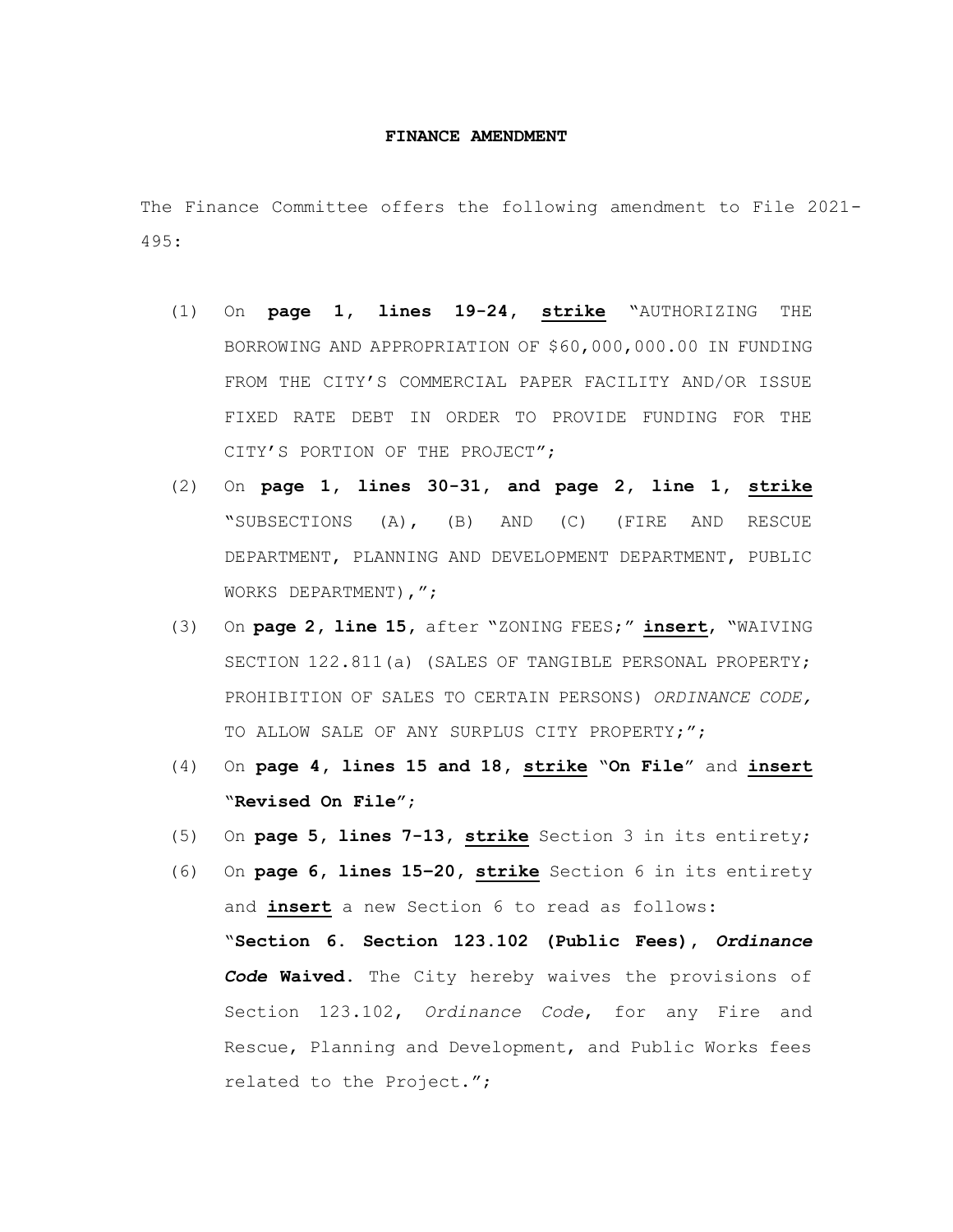**FINANCE AMENDMENT**

The Finance Committee offers the following amendment to File 2021-495:

(1) On **page 1, lines 19-24, <u>strike</u>** "AUTHORIZING THE BORROWING AND APPROPRIATION OF $60,000,000.00 IN FUNDING FROM THE CITY'S COMMERCIAL PAPER FACILITY AND/OR ISSUE FIXED RATE DEBT IN ORDER TO PROVIDE FUNDING FOR THE CITY'S PORTION OF THE PROJECT";

(2) On **page 1, lines 30-31, and page 2, line 1, <u>strike</u>** "SUBSECTIONS (A), (B) AND (C) (FIRE AND RESCUE DEPARTMENT, PLANNING AND DEVELOPMENT DEPARTMENT, PUBLIC WORKS DEPARTMENT),";

(3) On **page 2, line 15,** after "ZONING FEES;" **<u>insert</u>**, "WAIVING SECTION 122.811(a) (SALES OF TANGIBLE PERSONAL PROPERTY; PROHIBITION OF SALES TO CERTAIN PERSONS) *ORDINANCE CODE,* TO ALLOW SALE OF ANY SURPLUS CITY PROPERTY;";

(4) On **page 4, lines 15 and 18, <u>strike</u> "On File"** and **<u>insert</u> "Revised On File"**;

(5) On **page 5, lines 7-13, <u>strike</u>** Section 3 in its entirety;

(6) On **page 6, lines 15–20, <u>strike</u>** Section 6 in its entirety and **<u>insert</u>** a new Section 6 to read as follows:
"**Section 6. Section 123.102 (Public Fees), *Ordinance Code* Waived.** The City hereby waives the provisions of Section 123.102, *Ordinance Code*, for any Fire and Rescue, Planning and Development, and Public Works fees related to the Project.";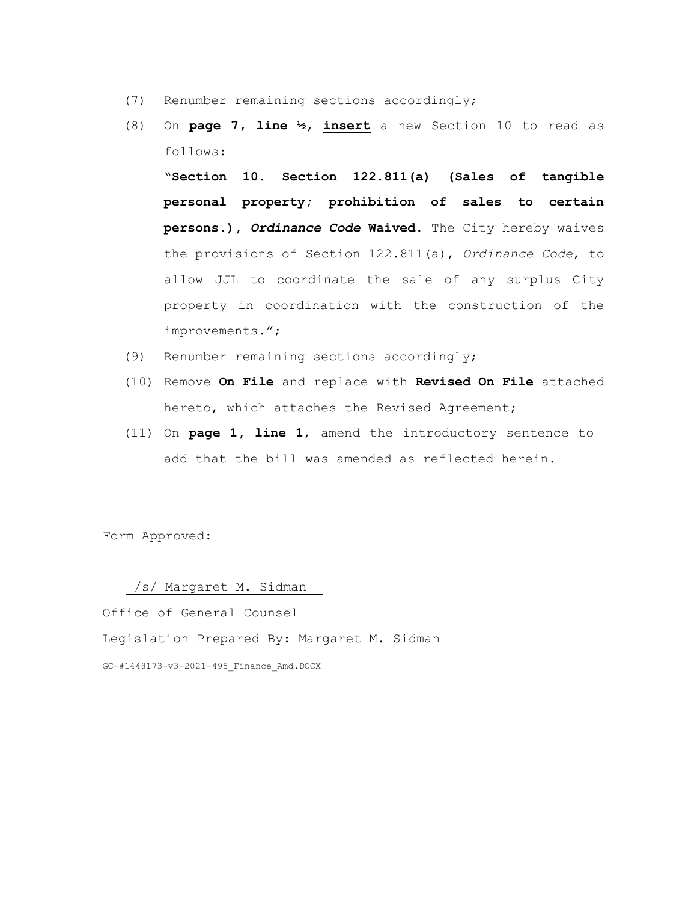(7) Renumber remaining sections accordingly;

(8) On **page 7, line ½**, **insert** a new Section 10 to read as follows:

"**Section 10. Section 122.811(a) (Sales of tangible personal property; prohibition of sales to certain persons.), *Ordinance Code* Waived.** The City hereby waives the provisions of Section 122.811(a), *Ordinance Code*, to allow JJL to coordinate the sale of any surplus City property in coordination with the construction of the improvements.";

(9) Renumber remaining sections accordingly;

(10) Remove **On File** and replace with **Revised On File** attached hereto, which attaches the Revised Agreement;

(11) On **page 1, line 1**, amend the introductory sentence to add that the bill was amended as reflected herein.

Form Approved:

/s/ Margaret M. Sidman

Office of General Counsel

Legislation Prepared By: Margaret M. Sidman

GC-#1448173-v3-2021-495_Finance_Amd.DOCX